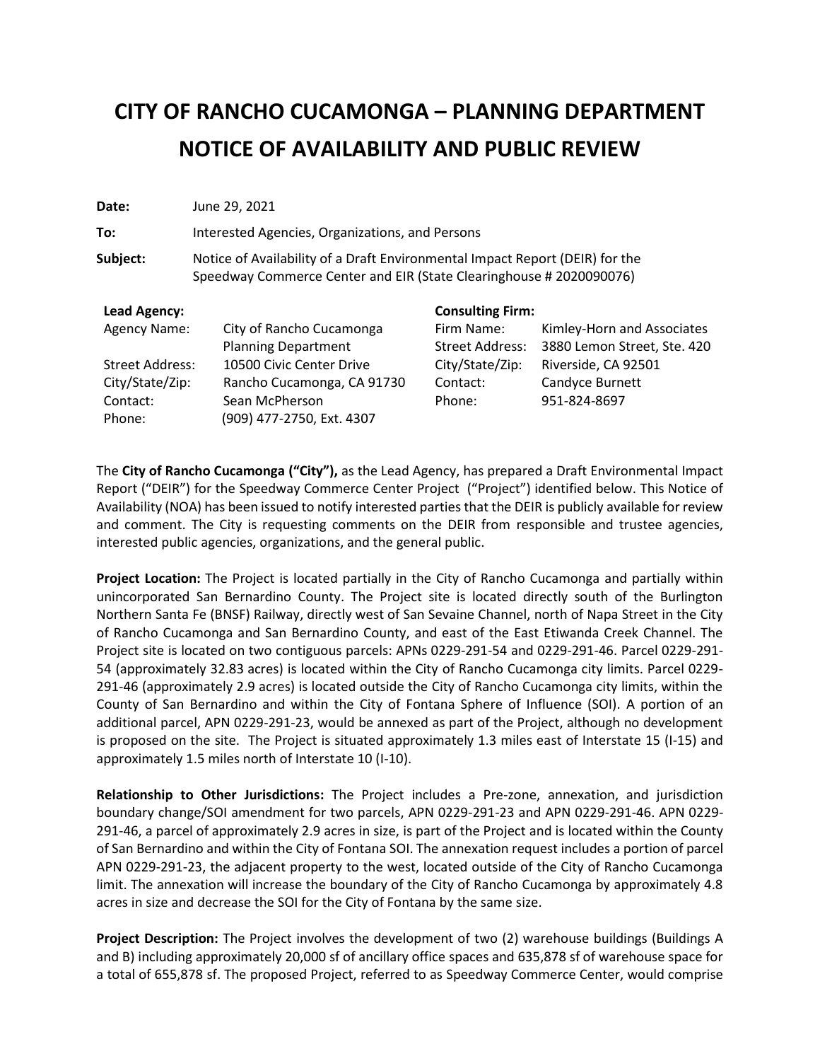# CITY OF RANCHO CUCAMONGA – PLANNING DEPARTMENT
# NOTICE OF AVAILABILITY AND PUBLIC REVIEW

**Date:** June 29, 2021

**To:** Interested Agencies, Organizations, and Persons

**Subject:** Notice of Availability of a Draft Environmental Impact Report (DEIR) for the Speedway Commerce Center and EIR (State Clearinghouse # 2020090076)

| **Lead Agency:** | | **Consulting Firm:** | |
|---|---|---|---|
| Agency Name: | City of Rancho Cucamonga Planning Department | Firm Name: | Kimley-Horn and Associates |
| Street Address: | 10500 Civic Center Drive | Street Address: | 3880 Lemon Street, Ste. 420 |
| City/State/Zip: | Rancho Cucamonga, CA 91730 | City/State/Zip: | Riverside, CA 92501 |
| Contact: | Sean McPherson | Contact: | Candyce Burnett |
| Phone: | (909) 477-2750, Ext. 4307 | Phone: | 951-824-8697 |

The **City of Rancho Cucamonga ("City"),** as the Lead Agency, has prepared a Draft Environmental Impact Report ("DEIR") for the Speedway Commerce Center Project ("Project") identified below. This Notice of Availability (NOA) has been issued to notify interested parties that the DEIR is publicly available for review and comment. The City is requesting comments on the DEIR from responsible and trustee agencies, interested public agencies, organizations, and the general public.

**Project Location:** The Project is located partially in the City of Rancho Cucamonga and partially within unincorporated San Bernardino County. The Project site is located directly south of the Burlington Northern Santa Fe (BNSF) Railway, directly west of San Sevaine Channel, north of Napa Street in the City of Rancho Cucamonga and San Bernardino County, and east of the East Etiwanda Creek Channel. The Project site is located on two contiguous parcels: APNs 0229-291-54 and 0229-291-46. Parcel 0229-291-54 (approximately 32.83 acres) is located within the City of Rancho Cucamonga city limits. Parcel 0229-291-46 (approximately 2.9 acres) is located outside the City of Rancho Cucamonga city limits, within the County of San Bernardino and within the City of Fontana Sphere of Influence (SOI). A portion of an additional parcel, APN 0229-291-23, would be annexed as part of the Project, although no development is proposed on the site. The Project is situated approximately 1.3 miles east of Interstate 15 (I-15) and approximately 1.5 miles north of Interstate 10 (I-10).

**Relationship to Other Jurisdictions:** The Project includes a Pre-zone, annexation, and jurisdiction boundary change/SOI amendment for two parcels, APN 0229-291-23 and APN 0229-291-46. APN 0229-291-46, a parcel of approximately 2.9 acres in size, is part of the Project and is located within the County of San Bernardino and within the City of Fontana SOI. The annexation request includes a portion of parcel APN 0229-291-23, the adjacent property to the west, located outside of the City of Rancho Cucamonga limit. The annexation will increase the boundary of the City of Rancho Cucamonga by approximately 4.8 acres in size and decrease the SOI for the City of Fontana by the same size.

**Project Description:** The Project involves the development of two (2) warehouse buildings (Buildings A and B) including approximately 20,000 sf of ancillary office spaces and 635,878 sf of warehouse space for a total of 655,878 sf. The proposed Project, referred to as Speedway Commerce Center, would comprise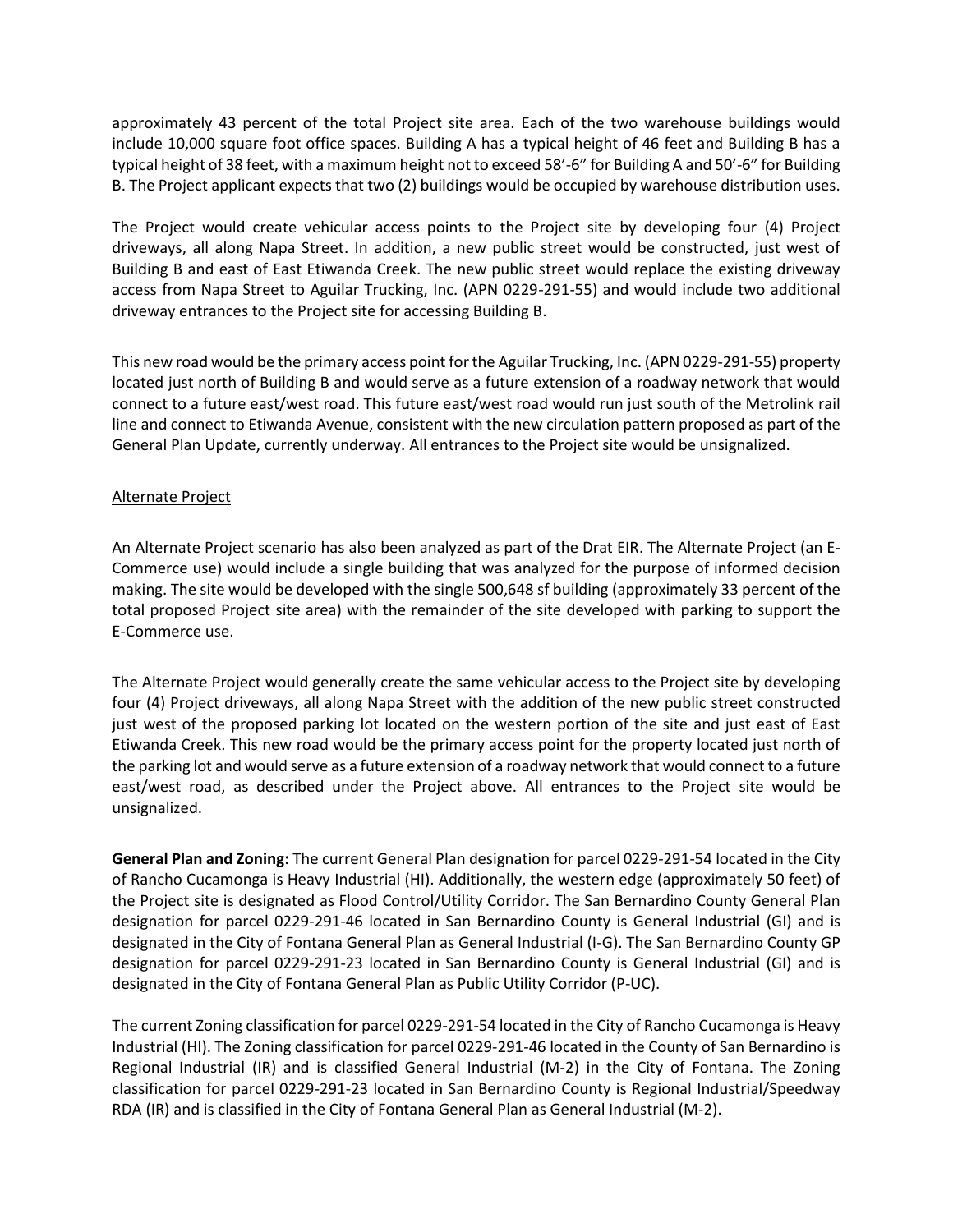approximately 43 percent of the total Project site area. Each of the two warehouse buildings would include 10,000 square foot office spaces. Building A has a typical height of 46 feet and Building B has a typical height of 38 feet, with a maximum height not to exceed 58'-6" for Building A and 50'-6" for Building B. The Project applicant expects that two (2) buildings would be occupied by warehouse distribution uses.

The Project would create vehicular access points to the Project site by developing four (4) Project driveways, all along Napa Street. In addition, a new public street would be constructed, just west of Building B and east of East Etiwanda Creek. The new public street would replace the existing driveway access from Napa Street to Aguilar Trucking, Inc. (APN 0229-291-55) and would include two additional driveway entrances to the Project site for accessing Building B.

This new road would be the primary access point for the Aguilar Trucking, Inc. (APN 0229-291-55) property located just north of Building B and would serve as a future extension of a roadway network that would connect to a future east/west road. This future east/west road would run just south of the Metrolink rail line and connect to Etiwanda Avenue, consistent with the new circulation pattern proposed as part of the General Plan Update, currently underway. All entrances to the Project site would be unsignalized.

Alternate Project

An Alternate Project scenario has also been analyzed as part of the Drat EIR. The Alternate Project (an E-Commerce use) would include a single building that was analyzed for the purpose of informed decision making. The site would be developed with the single 500,648 sf building (approximately 33 percent of the total proposed Project site area) with the remainder of the site developed with parking to support the E-Commerce use.

The Alternate Project would generally create the same vehicular access to the Project site by developing four (4) Project driveways, all along Napa Street with the addition of the new public street constructed just west of the proposed parking lot located on the western portion of the site and just east of East Etiwanda Creek. This new road would be the primary access point for the property located just north of the parking lot and would serve as a future extension of a roadway network that would connect to a future east/west road, as described under the Project above. All entrances to the Project site would be unsignalized.

**General Plan and Zoning:** The current General Plan designation for parcel 0229-291-54 located in the City of Rancho Cucamonga is Heavy Industrial (HI). Additionally, the western edge (approximately 50 feet) of the Project site is designated as Flood Control/Utility Corridor. The San Bernardino County General Plan designation for parcel 0229-291-46 located in San Bernardino County is General Industrial (GI) and is designated in the City of Fontana General Plan as General Industrial (I-G). The San Bernardino County GP designation for parcel 0229-291-23 located in San Bernardino County is General Industrial (GI) and is designated in the City of Fontana General Plan as Public Utility Corridor (P-UC).

The current Zoning classification for parcel 0229-291-54 located in the City of Rancho Cucamonga is Heavy Industrial (HI). The Zoning classification for parcel 0229-291-46 located in the County of San Bernardino is Regional Industrial (IR) and is classified General Industrial (M-2) in the City of Fontana. The Zoning classification for parcel 0229-291-23 located in San Bernardino County is Regional Industrial/Speedway RDA (IR) and is classified in the City of Fontana General Plan as General Industrial (M-2).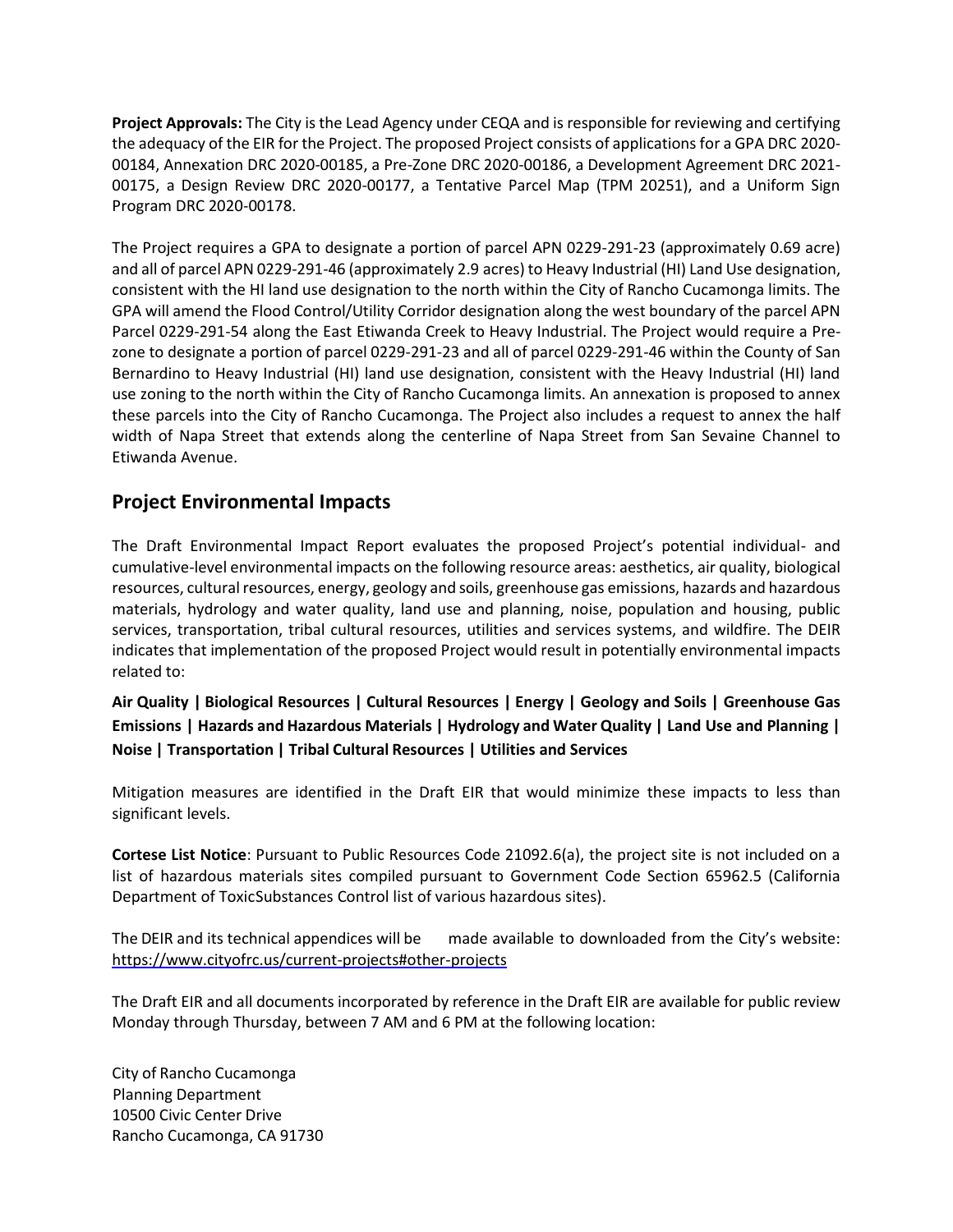**Project Approvals:** The City is the Lead Agency under CEQA and is responsible for reviewing and certifying the adequacy of the EIR for the Project. The proposed Project consists of applications for a GPA DRC 2020-00184, Annexation DRC 2020-00185, a Pre-Zone DRC 2020-00186, a Development Agreement DRC 2021-00175, a Design Review DRC 2020-00177, a Tentative Parcel Map (TPM 20251), and a Uniform Sign Program DRC 2020-00178.

The Project requires a GPA to designate a portion of parcel APN 0229-291-23 (approximately 0.69 acre) and all of parcel APN 0229-291-46 (approximately 2.9 acres) to Heavy Industrial (HI) Land Use designation, consistent with the HI land use designation to the north within the City of Rancho Cucamonga limits. The GPA will amend the Flood Control/Utility Corridor designation along the west boundary of the parcel APN Parcel 0229-291-54 along the East Etiwanda Creek to Heavy Industrial. The Project would require a Pre-zone to designate a portion of parcel 0229-291-23 and all of parcel 0229-291-46 within the County of San Bernardino to Heavy Industrial (HI) land use designation, consistent with the Heavy Industrial (HI) land use zoning to the north within the City of Rancho Cucamonga limits. An annexation is proposed to annex these parcels into the City of Rancho Cucamonga. The Project also includes a request to annex the half width of Napa Street that extends along the centerline of Napa Street from San Sevaine Channel to Etiwanda Avenue.

## Project Environmental Impacts

The Draft Environmental Impact Report evaluates the proposed Project's potential individual- and cumulative-level environmental impacts on the following resource areas: aesthetics, air quality, biological resources, cultural resources, energy, geology and soils, greenhouse gas emissions, hazards and hazardous materials, hydrology and water quality, land use and planning, noise, population and housing, public services, transportation, tribal cultural resources, utilities and services systems, and wildfire. The DEIR indicates that implementation of the proposed Project would result in potentially environmental impacts related to:

**Air Quality | Biological Resources | Cultural Resources | Energy | Geology and Soils | Greenhouse Gas Emissions | Hazards and Hazardous Materials | Hydrology and Water Quality | Land Use and Planning | Noise | Transportation | Tribal Cultural Resources | Utilities and Services**

Mitigation measures are identified in the Draft EIR that would minimize these impacts to less than significant levels.

**Cortese List Notice**: Pursuant to Public Resources Code 21092.6(a), the project site is not included on a list of hazardous materials sites compiled pursuant to Government Code Section 65962.5 (California Department of ToxicSubstances Control list of various hazardous sites).

The DEIR and its technical appendices will be made available to downloaded from the City's website: https://www.cityofrc.us/current-projects#other-projects

The Draft EIR and all documents incorporated by reference in the Draft EIR are available for public review Monday through Thursday, between 7 AM and 6 PM at the following location:

City of Rancho Cucamonga
Planning Department
10500 Civic Center Drive
Rancho Cucamonga, CA 91730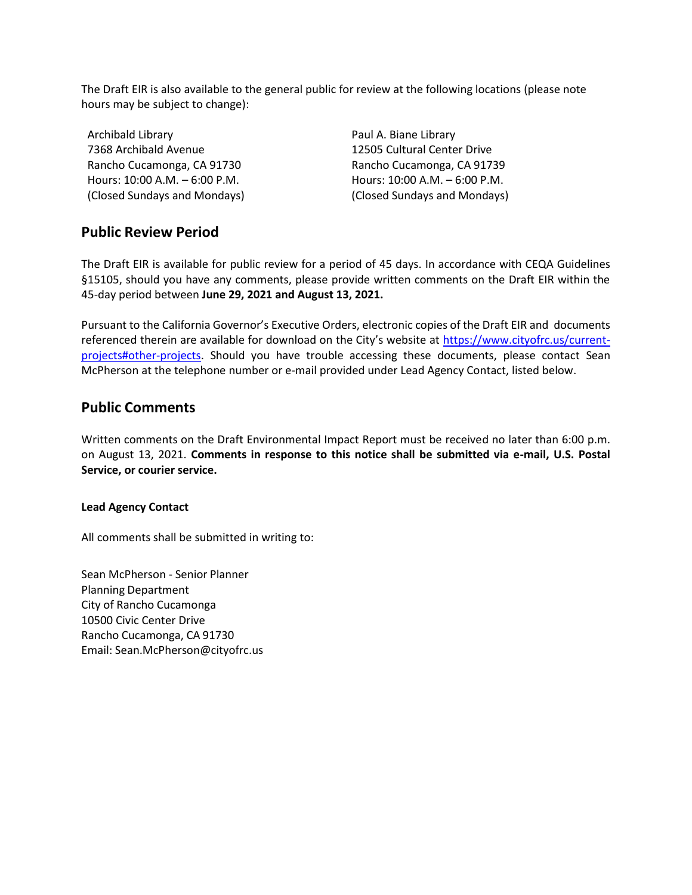The Draft EIR is also available to the general public for review at the following locations (please note hours may be subject to change):

Archibald Library
7368 Archibald Avenue
Rancho Cucamonga, CA 91730
Hours: 10:00 A.M. – 6:00 P.M.
(Closed Sundays and Mondays)

Paul A. Biane Library
12505 Cultural Center Drive
Rancho Cucamonga, CA 91739
Hours: 10:00 A.M. – 6:00 P.M.
(Closed Sundays and Mondays)

## Public Review Period

The Draft EIR is available for public review for a period of 45 days. In accordance with CEQA Guidelines §15105, should you have any comments, please provide written comments on the Draft EIR within the 45-day period between **June 29, 2021 and August 13, 2021.**

Pursuant to the California Governor's Executive Orders, electronic copies of the Draft EIR and documents referenced therein are available for download on the City's website at [https://www.cityofrc.us/current-projects#other-projects](https://www.cityofrc.us/current-projects#other-projects). Should you have trouble accessing these documents, please contact Sean McPherson at the telephone number or e-mail provided under Lead Agency Contact, listed below.

## Public Comments

Written comments on the Draft Environmental Impact Report must be received no later than 6:00 p.m. on August 13, 2021. **Comments in response to this notice shall be submitted via e-mail, U.S. Postal Service, or courier service.**

#### Lead Agency Contact

All comments shall be submitted in writing to:

Sean McPherson - Senior Planner
Planning Department
City of Rancho Cucamonga
10500 Civic Center Drive
Rancho Cucamonga, CA 91730
Email: Sean.McPherson@cityofrc.us